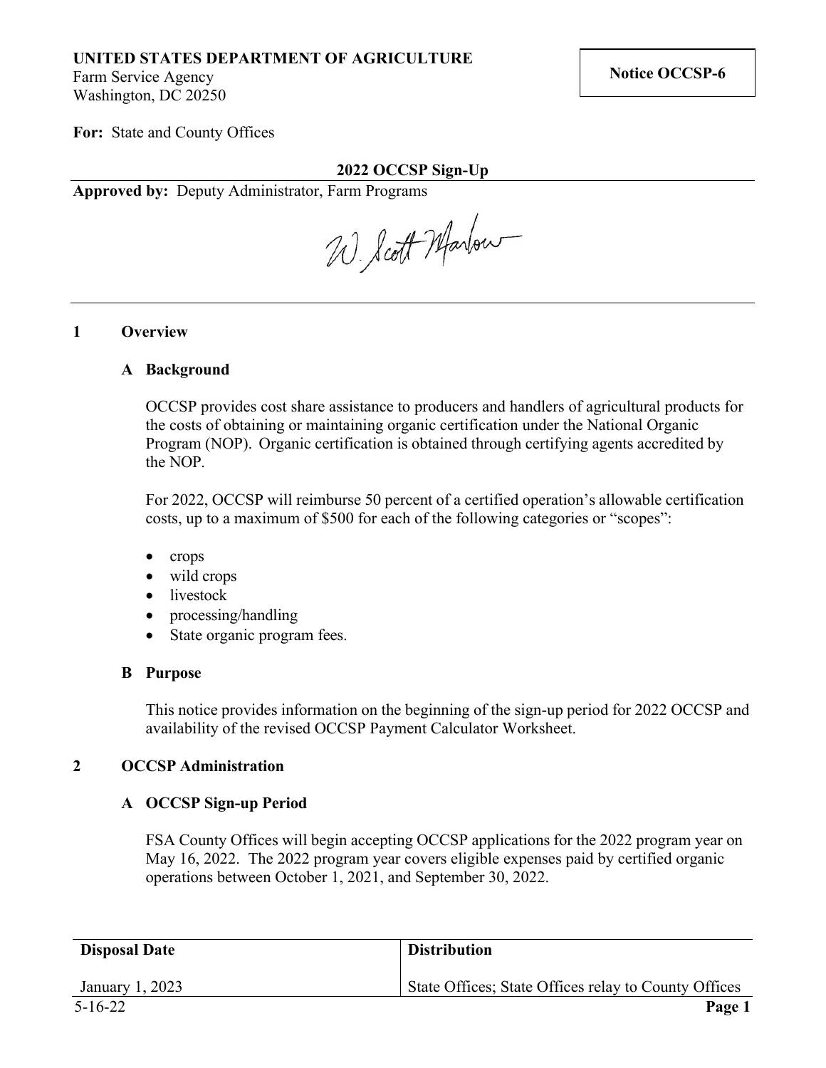**UNITED STATES DEPARTMENT OF AGRICULTURE**
Farm Service Agency
Washington, DC 20250

**Notice OCCSP-6**

**For:** State and County Offices

## 2022 OCCSP Sign-Up

**Approved by:** Deputy Administrator, Farm Programs

W. Scott Marlow

---

## 1 Overview

### A Background

OCCSP provides cost share assistance to producers and handlers of agricultural products for the costs of obtaining or maintaining organic certification under the National Organic Program (NOP). Organic certification is obtained through certifying agents accredited by the NOP.

For 2022, OCCSP will reimburse 50 percent of a certified operation's allowable certification costs, up to a maximum of $500 for each of the following categories or "scopes":

- crops
- wild crops
- livestock
- processing/handling
- State organic program fees.

### B Purpose

This notice provides information on the beginning of the sign-up period for 2022 OCCSP and availability of the revised OCCSP Payment Calculator Worksheet.

## 2 OCCSP Administration

### A OCCSP Sign-up Period

FSA County Offices will begin accepting OCCSP applications for the 2022 program year on May 16, 2022. The 2022 program year covers eligible expenses paid by certified organic operations between October 1, 2021, and September 30, 2022.

| Disposal Date | Distribution |
|---|---|
| January 1, 2023 | State Offices; State Offices relay to County Offices |

5-16-22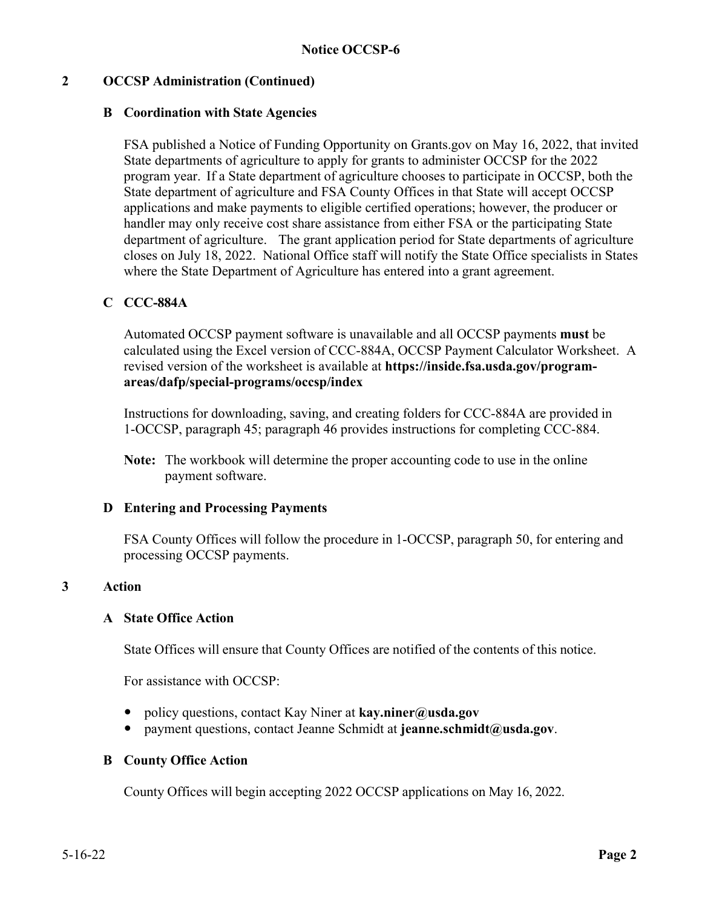## 2 OCCSP Administration (Continued)

### B Coordination with State Agencies

FSA published a Notice of Funding Opportunity on Grants.gov on May 16, 2022, that invited State departments of agriculture to apply for grants to administer OCCSP for the 2022 program year. If a State department of agriculture chooses to participate in OCCSP, both the State department of agriculture and FSA County Offices in that State will accept OCCSP applications and make payments to eligible certified operations; however, the producer or handler may only receive cost share assistance from either FSA or the participating State department of agriculture. The grant application period for State departments of agriculture closes on July 18, 2022. National Office staff will notify the State Office specialists in States where the State Department of Agriculture has entered into a grant agreement.

### C CCC-884A

Automated OCCSP payment software is unavailable and all OCCSP payments **must** be calculated using the Excel version of CCC-884A, OCCSP Payment Calculator Worksheet. A revised version of the worksheet is available at **https://inside.fsa.usda.gov/program-areas/dafp/special-programs/occsp/index**

Instructions for downloading, saving, and creating folders for CCC-884A are provided in 1-OCCSP, paragraph 45; paragraph 46 provides instructions for completing CCC-884.

**Note:** The workbook will determine the proper accounting code to use in the online payment software.

### D Entering and Processing Payments

FSA County Offices will follow the procedure in 1-OCCSP, paragraph 50, for entering and processing OCCSP payments.

## 3 Action

### A State Office Action

State Offices will ensure that County Offices are notified of the contents of this notice.

For assistance with OCCSP:

- policy questions, contact Kay Niner at **kay.niner@usda.gov**
- payment questions, contact Jeanne Schmidt at **jeanne.schmidt@usda.gov**.

### B County Office Action

County Offices will begin accepting 2022 OCCSP applications on May 16, 2022.